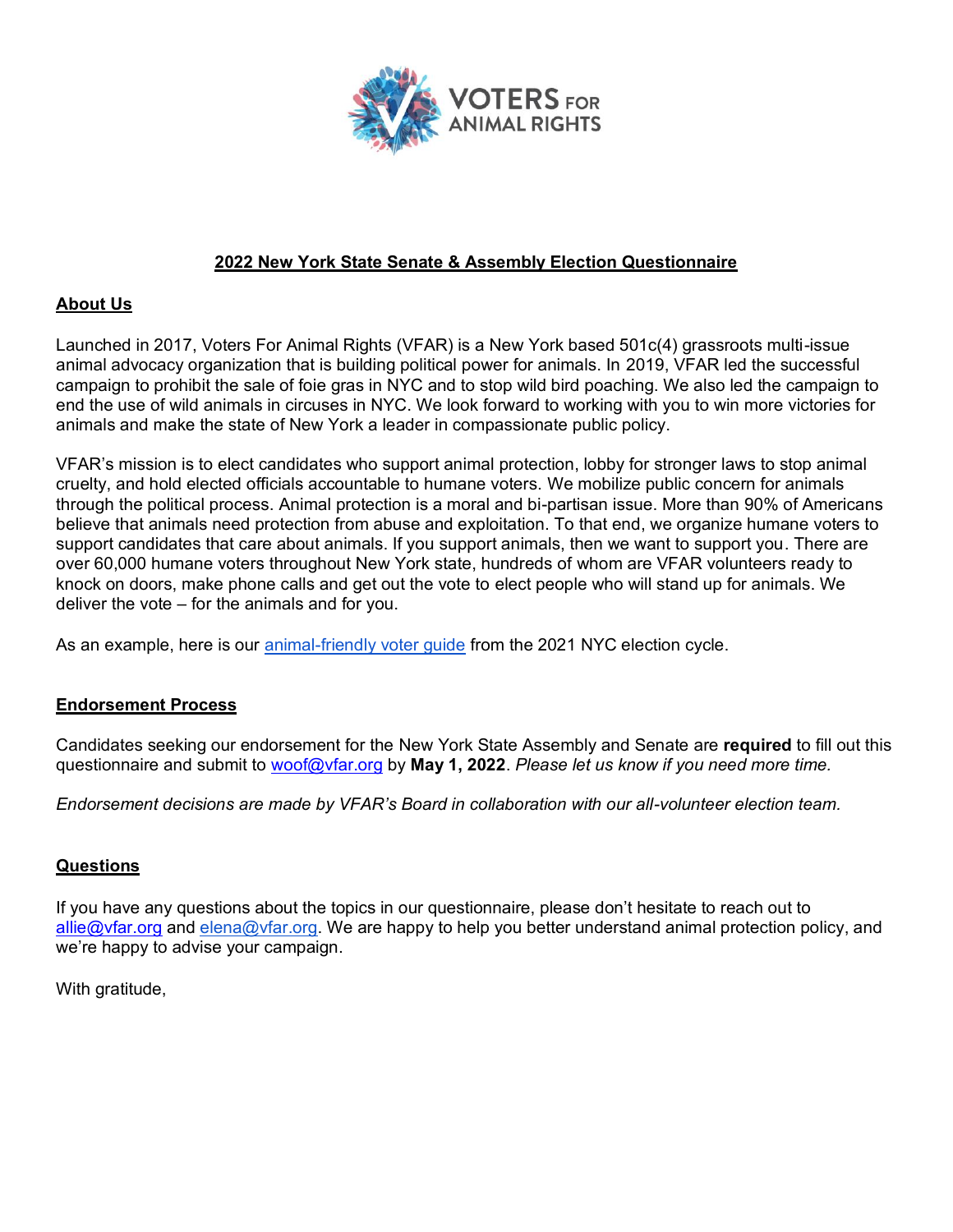# 2022 New York State Senate & Assembly Election Questionnaire

## About Us

Launched in 2017, Voters For Animal Rights (VFAR) is a New York based 501c(4) grassroots multi-issue animal advocacy organization that is building political power for animals. In 2019, VFAR led the successful campaign to prohibit the sale of foie gras in NYC and to stop wild bird poaching. We also led the campaign to end the use of wild animals in circuses in NYC. We look forward to working with you to win more victories for animals and make the state of New York a leader in compassionate public policy.

VFAR's mission is to elect candidates who support animal protection, lobby for stronger laws to stop animal cruelty, and hold elected officials accountable to humane voters. We mobilize public concern for animals through the political process. Animal protection is a moral and bi-partisan issue. More than 90% of Americans believe that animals need protection from abuse and exploitation. To that end, we organize humane voters to support candidates that care about animals. If you support animals, then we want to support you. There are over 60,000 humane voters throughout New York state, hundreds of whom are VFAR volunteers ready to knock on doors, make phone calls and get out the vote to elect people who will stand up for animals. We deliver the vote – for the animals and for you.

As an example, here is our animal-friendly voter guide from the 2021 NYC election cycle.

## Endorsement Process

Candidates seeking our endorsement for the New York State Assembly and Senate are **required** to fill out this questionnaire and submit to woof@vfar.org by **May 1, 2022**. *Please let us know if you need more time.*

*Endorsement decisions are made by VFAR's Board in collaboration with our all-volunteer election team.*

## Questions

If you have any questions about the topics in our questionnaire, please don't hesitate to reach out to allie@vfar.org and elena@vfar.org. We are happy to help you better understand animal protection policy, and we're happy to advise your campaign.

With gratitude,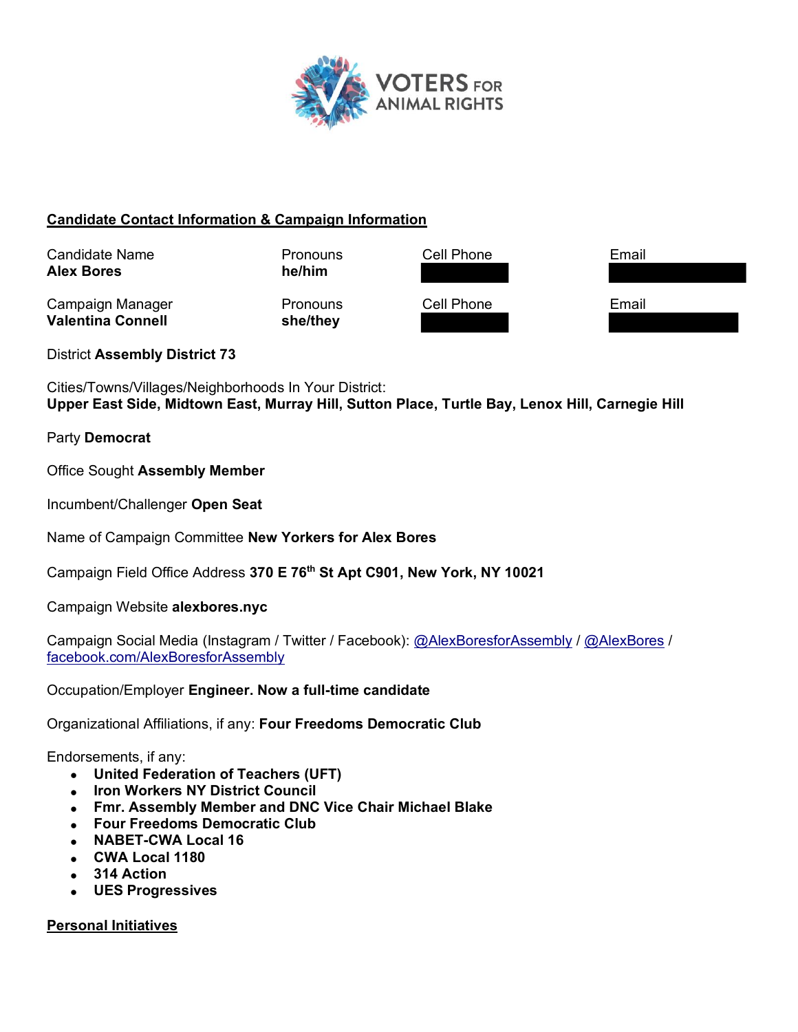VOTERS FOR ANIMAL RIGHTS

## Candidate Contact Information & Campaign Information

| Candidate Name | Pronouns | Cell Phone | Email |
|---|---|---|---|
| **Alex Bores** | **he/him** | | |
| Campaign Manager | Pronouns | Cell Phone | Email |
| **Valentina Connell** | **she/they** | | |

District **Assembly District 73**

Cities/Towns/Villages/Neighborhoods In Your District:
**Upper East Side, Midtown East, Murray Hill, Sutton Place, Turtle Bay, Lenox Hill, Carnegie Hill**

Party **Democrat**

Office Sought **Assembly Member**

Incumbent/Challenger **Open Seat**

Name of Campaign Committee **New Yorkers for Alex Bores**

Campaign Field Office Address **370 E 76th St Apt C901, New York, NY 10021**

Campaign Website **alexbores.nyc**

Campaign Social Media (Instagram / Twitter / Facebook): @AlexBoresforAssembly / @AlexBores / facebook.com/AlexBoresforAssembly

Occupation/Employer **Engineer. Now a full-time candidate**

Organizational Affiliations, if any: **Four Freedoms Democratic Club**

Endorsements, if any:

- **United Federation of Teachers (UFT)**
- **Iron Workers NY District Council**
- **Fmr. Assembly Member and DNC Vice Chair Michael Blake**
- **Four Freedoms Democratic Club**
- **NABET-CWA Local 16**
- **CWA Local 1180**
- **314 Action**
- **UES Progressives**

## Personal Initiatives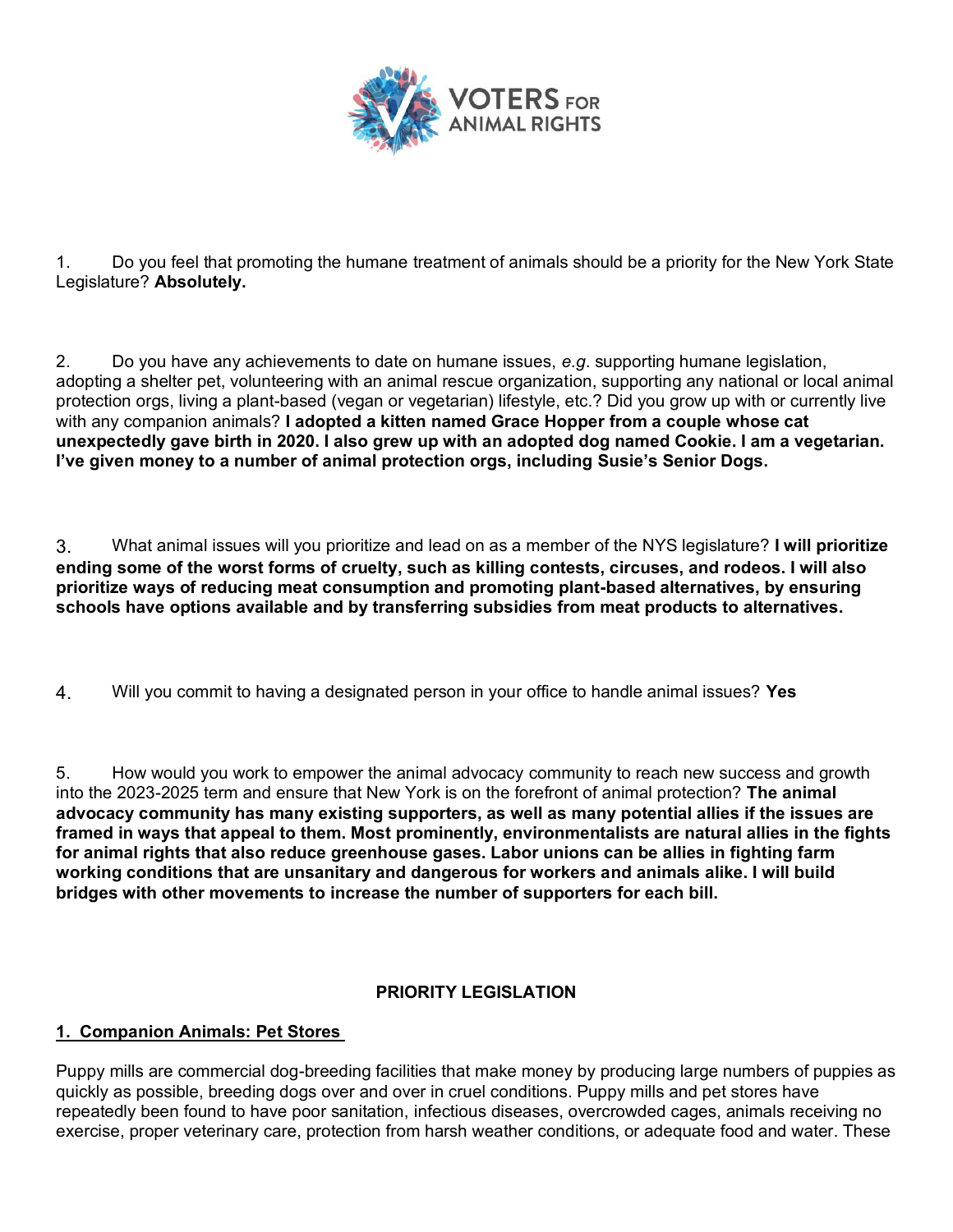VOTERS FOR ANIMAL RIGHTS

1. Do you feel that promoting the humane treatment of animals should be a priority for the New York State Legislature? **Absolutely.**

2. Do you have any achievements to date on humane issues, *e.g.* supporting humane legislation, adopting a shelter pet, volunteering with an animal rescue organization, supporting any national or local animal protection orgs, living a plant-based (vegan or vegetarian) lifestyle, etc.? Did you grow up with or currently live with any companion animals? **I adopted a kitten named Grace Hopper from a couple whose cat unexpectedly gave birth in 2020. I also grew up with an adopted dog named Cookie. I am a vegetarian. I've given money to a number of animal protection orgs, including Susie's Senior Dogs.**

3. What animal issues will you prioritize and lead on as a member of the NYS legislature? **I will prioritize ending some of the worst forms of cruelty, such as killing contests, circuses, and rodeos. I will also prioritize ways of reducing meat consumption and promoting plant-based alternatives, by ensuring schools have options available and by transferring subsidies from meat products to alternatives.**

4. Will you commit to having a designated person in your office to handle animal issues? **Yes**

5. How would you work to empower the animal advocacy community to reach new success and growth into the 2023-2025 term and ensure that New York is on the forefront of animal protection? **The animal advocacy community has many existing supporters, as well as many potential allies if the issues are framed in ways that appeal to them. Most prominently, environmentalists are natural allies in the fights for animal rights that also reduce greenhouse gases. Labor unions can be allies in fighting farm working conditions that are unsanitary and dangerous for workers and animals alike. I will build bridges with other movements to increase the number of supporters for each bill.**

## PRIORITY LEGISLATION

### 1. Companion Animals: Pet Stores

Puppy mills are commercial dog-breeding facilities that make money by producing large numbers of puppies as quickly as possible, breeding dogs over and over in cruel conditions. Puppy mills and pet stores have repeatedly been found to have poor sanitation, infectious diseases, overcrowded cages, animals receiving no exercise, proper veterinary care, protection from harsh weather conditions, or adequate food and water. These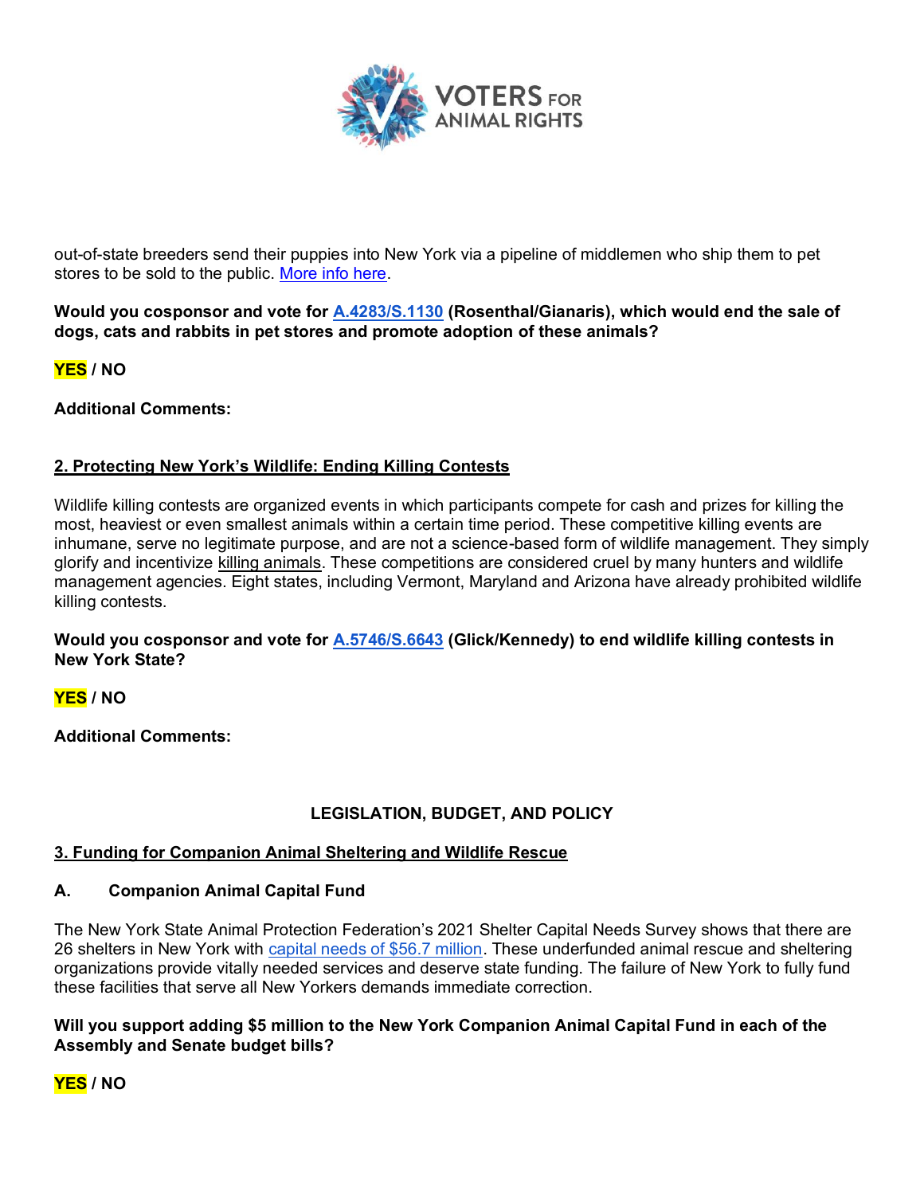out-of-state breeders send their puppies into New York via a pipeline of middlemen who ship them to pet stores to be sold to the public. [More info here](#).

**Would you cosponsor and vote for [A.4283/S.1130](#) (Rosenthal/Gianaris), which would end the sale of dogs, cats and rabbits in pet stores and promote adoption of these animals?**

**YES / NO**

**Additional Comments:**

## 2. Protecting New York's Wildlife: Ending Killing Contests

Wildlife killing contests are organized events in which participants compete for cash and prizes for killing the most, heaviest or even smallest animals within a certain time period. These competitive killing events are inhumane, serve no legitimate purpose, and are not a science-based form of wildlife management. They simply glorify and incentivize killing animals. These competitions are considered cruel by many hunters and wildlife management agencies. Eight states, including Vermont, Maryland and Arizona have already prohibited wildlife killing contests.

**Would you cosponsor and vote for [A.5746/S.6643](#) (Glick/Kennedy) to end wildlife killing contests in New York State?**

**YES / NO**

**Additional Comments:**

# LEGISLATION, BUDGET, AND POLICY

## 3. Funding for Companion Animal Sheltering and Wildlife Rescue

### A. Companion Animal Capital Fund

The New York State Animal Protection Federation's 2021 Shelter Capital Needs Survey shows that there are 26 shelters in New York with [capital needs of $56.7 million](#). These underfunded animal rescue and sheltering organizations provide vitally needed services and deserve state funding. The failure of New York to fully fund these facilities that serve all New Yorkers demands immediate correction.

**Will you support adding $5 million to the New York Companion Animal Capital Fund in each of the Assembly and Senate budget bills?**

**YES / NO**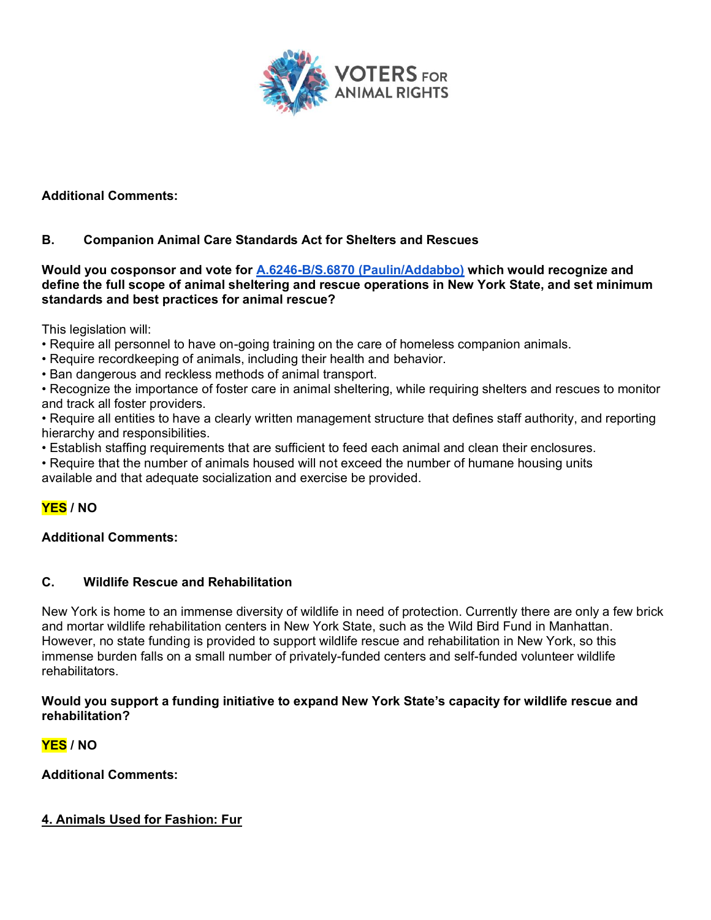**Additional Comments:**

**B. Companion Animal Care Standards Act for Shelters and Rescues**

**Would you cosponsor and vote for [A.6246-B/S.6870 (Paulin/Addabbo)] which would recognize and define the full scope of animal sheltering and rescue operations in New York State, and set minimum standards and best practices for animal rescue?**

This legislation will:

- Require all personnel to have on-going training on the care of homeless companion animals.
- Require recordkeeping of animals, including their health and behavior.
- Ban dangerous and reckless methods of animal transport.
- Recognize the importance of foster care in animal sheltering, while requiring shelters and rescues to monitor and track all foster providers.
- Require all entities to have a clearly written management structure that defines staff authority, and reporting hierarchy and responsibilities.
- Establish staffing requirements that are sufficient to feed each animal and clean their enclosures.
- Require that the number of animals housed will not exceed the number of humane housing units available and that adequate socialization and exercise be provided.

**YES / NO**

**Additional Comments:**

**C. Wildlife Rescue and Rehabilitation**

New York is home to an immense diversity of wildlife in need of protection. Currently there are only a few brick and mortar wildlife rehabilitation centers in New York State, such as the Wild Bird Fund in Manhattan. However, no state funding is provided to support wildlife rescue and rehabilitation in New York, so this immense burden falls on a small number of privately-funded centers and self-funded volunteer wildlife rehabilitators.

**Would you support a funding initiative to expand New York State's capacity for wildlife rescue and rehabilitation?**

**YES / NO**

**Additional Comments:**

## 4. Animals Used for Fashion: Fur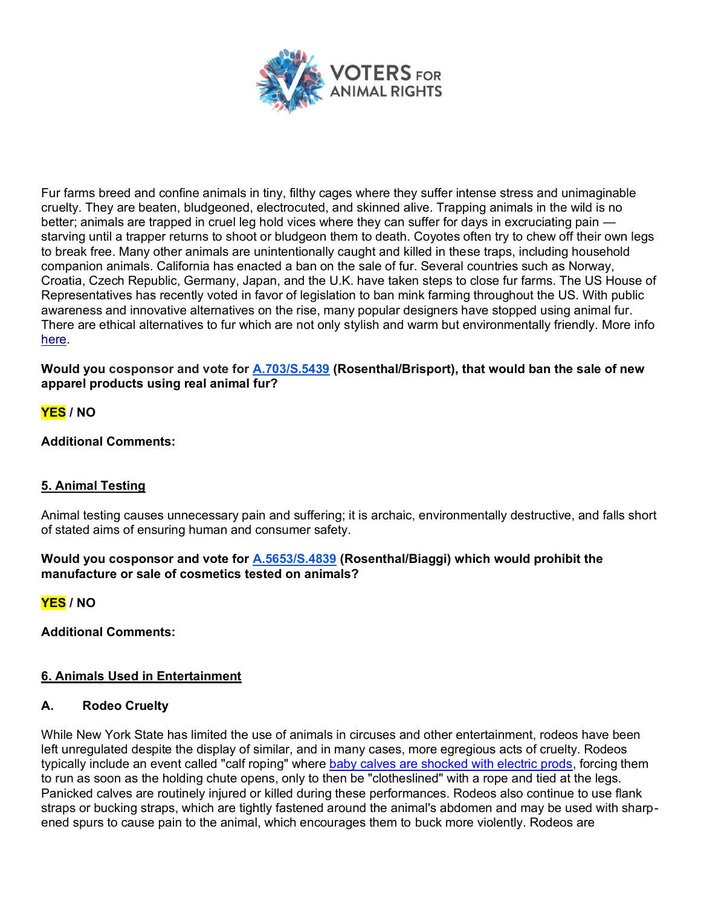Fur farms breed and confine animals in tiny, filthy cages where they suffer intense stress and unimaginable cruelty. They are beaten, bludgeoned, electrocuted, and skinned alive. Trapping animals in the wild is no better; animals are trapped in cruel leg hold vices where they can suffer for days in excruciating pain — starving until a trapper returns to shoot or bludgeon them to death. Coyotes often try to chew off their own legs to break free. Many other animals are unintentionally caught and killed in these traps, including household companion animals. California has enacted a ban on the sale of fur. Several countries such as Norway, Croatia, Czech Republic, Germany, Japan, and the U.K. have taken steps to close fur farms. The US House of Representatives has recently voted in favor of legislation to ban mink farming throughout the US. With public awareness and innovative alternatives on the rise, many popular designers have stopped using animal fur. There are ethical alternatives to fur which are not only stylish and warm but environmentally friendly. More info here.

**Would you cosponsor and vote for A.703/S.5439 (Rosenthal/Brisport), that would ban the sale of new apparel products using real animal fur?**

**YES / NO**

**Additional Comments:**

## 5. Animal Testing

Animal testing causes unnecessary pain and suffering; it is archaic, environmentally destructive, and falls short of stated aims of ensuring human and consumer safety.

**Would you cosponsor and vote for A.5653/S.4839 (Rosenthal/Biaggi) which would prohibit the manufacture or sale of cosmetics tested on animals?**

**YES / NO**

**Additional Comments:**

## 6. Animals Used in Entertainment

### A. Rodeo Cruelty

While New York State has limited the use of animals in circuses and other entertainment, rodeos have been left unregulated despite the display of similar, and in many cases, more egregious acts of cruelty. Rodeos typically include an event called "calf roping" where baby calves are shocked with electric prods, forcing them to run as soon as the holding chute opens, only to then be "clotheslined" with a rope and tied at the legs. Panicked calves are routinely injured or killed during these performances. Rodeos also continue to use flank straps or bucking straps, which are tightly fastened around the animal's abdomen and may be used with sharp-ened spurs to cause pain to the animal, which encourages them to buck more violently. Rodeos are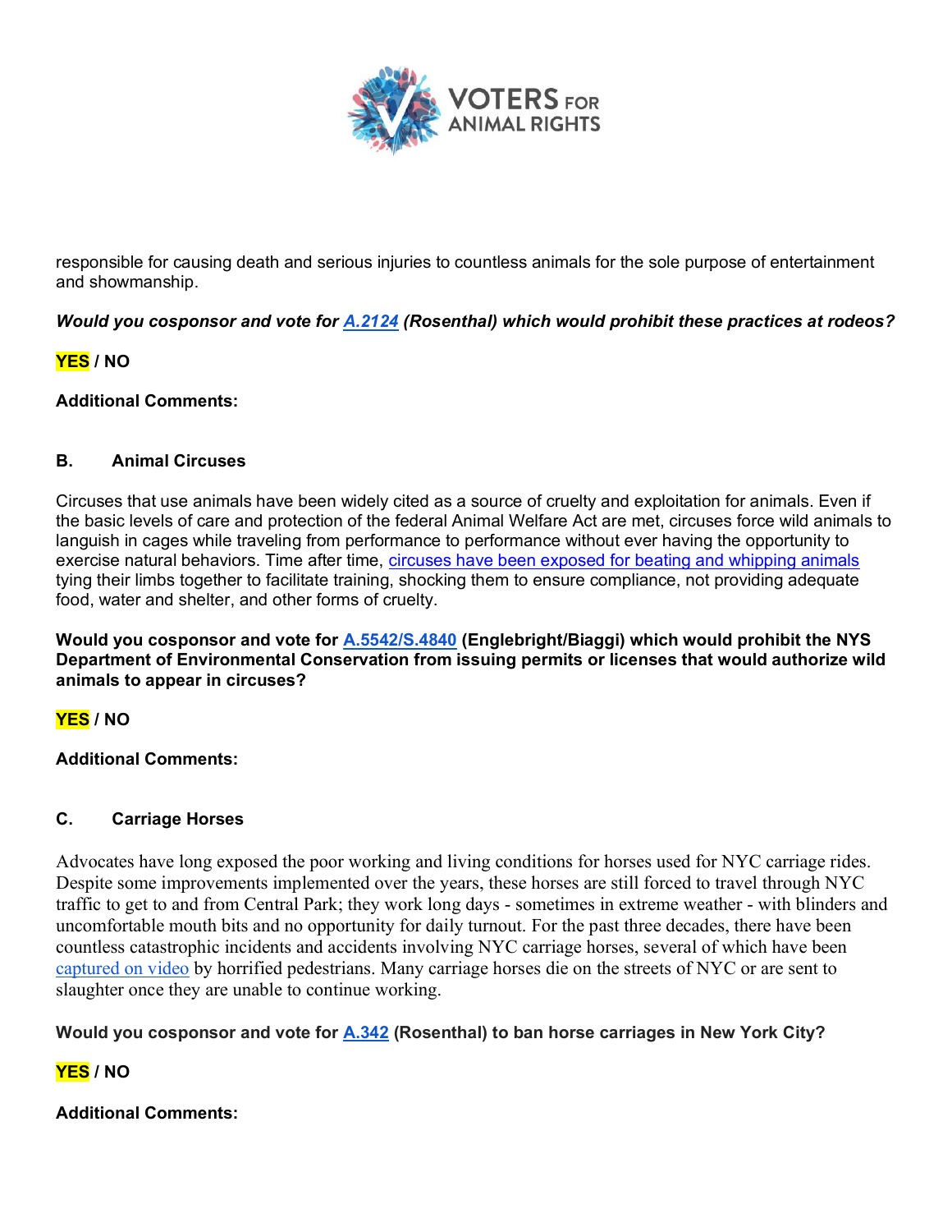responsible for causing death and serious injuries to countless animals for the sole purpose of entertainment and showmanship.

***Would you cosponsor and vote for [A.2124](#) (Rosenthal) which would prohibit these practices at rodeos?***

**YES / NO**

**Additional Comments:**

### B. Animal Circuses

Circuses that use animals have been widely cited as a source of cruelty and exploitation for animals. Even if the basic levels of care and protection of the federal Animal Welfare Act are met, circuses force wild animals to languish in cages while traveling from performance to performance without ever having the opportunity to exercise natural behaviors. Time after time, [circuses have been exposed for beating and whipping animals](#) tying their limbs together to facilitate training, shocking them to ensure compliance, not providing adequate food, water and shelter, and other forms of cruelty.

**Would you cosponsor and vote for [A.5542/S.4840](#) (Englebright/Biaggi) which would prohibit the NYS Department of Environmental Conservation from issuing permits or licenses that would authorize wild animals to appear in circuses?**

**YES / NO**

**Additional Comments:**

### C. Carriage Horses

Advocates have long exposed the poor working and living conditions for horses used for NYC carriage rides. Despite some improvements implemented over the years, these horses are still forced to travel through NYC traffic to get to and from Central Park; they work long days - sometimes in extreme weather - with blinders and uncomfortable mouth bits and no opportunity for daily turnout. For the past three decades, there have been countless catastrophic incidents and accidents involving NYC carriage horses, several of which have been [captured on video](#) by horrified pedestrians. Many carriage horses die on the streets of NYC or are sent to slaughter once they are unable to continue working.

**Would you cosponsor and vote for [A.342](#) (Rosenthal) to ban horse carriages in New York City?**

**YES / NO**

**Additional Comments:**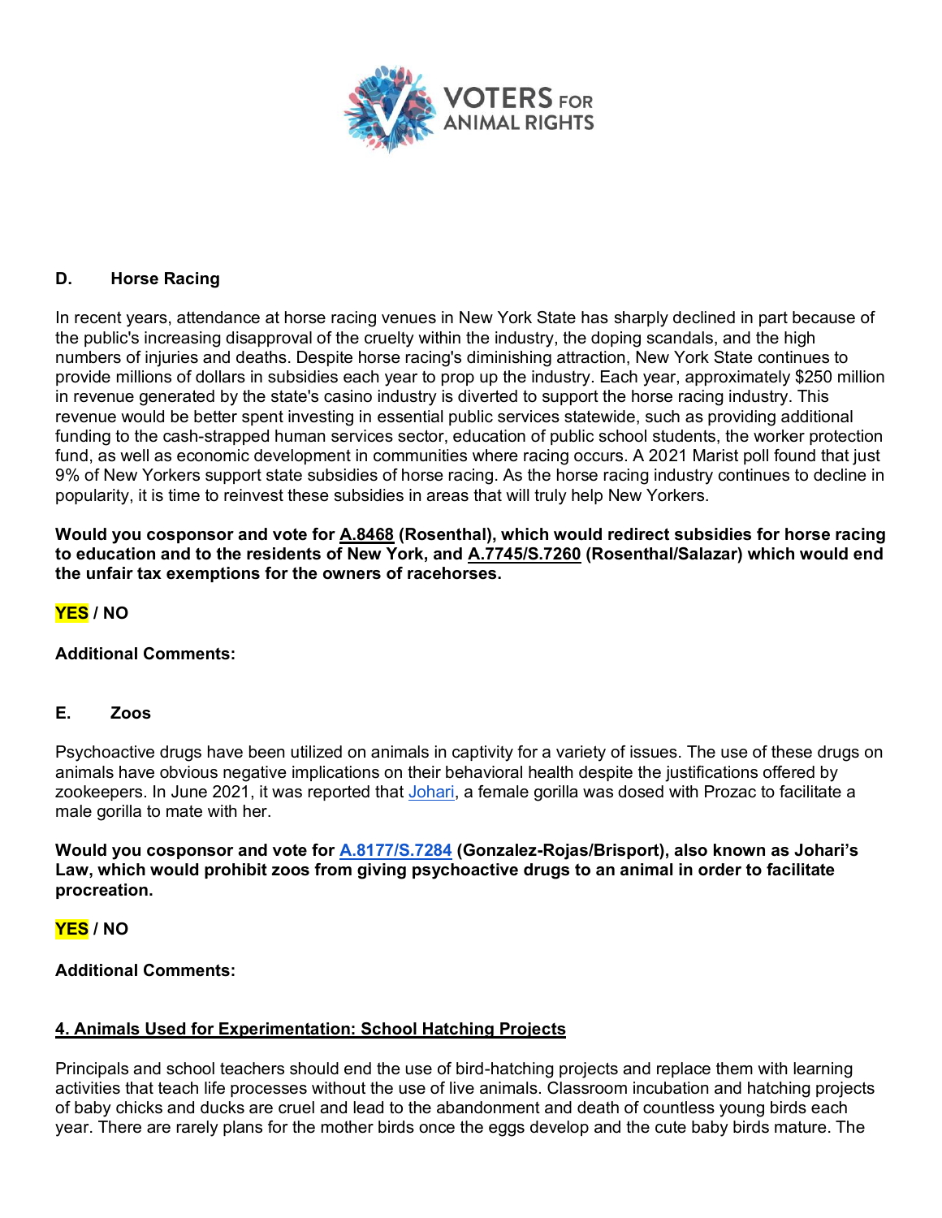### D. Horse Racing

In recent years, attendance at horse racing venues in New York State has sharply declined in part because of the public's increasing disapproval of the cruelty within the industry, the doping scandals, and the high numbers of injuries and deaths. Despite horse racing's diminishing attraction, New York State continues to provide millions of dollars in subsidies each year to prop up the industry. Each year, approximately $250 million in revenue generated by the state's casino industry is diverted to support the horse racing industry. This revenue would be better spent investing in essential public services statewide, such as providing additional funding to the cash-strapped human services sector, education of public school students, the worker protection fund, as well as economic development in communities where racing occurs. A 2021 Marist poll found that just 9% of New Yorkers support state subsidies of horse racing. As the horse racing industry continues to decline in popularity, it is time to reinvest these subsidies in areas that will truly help New Yorkers.

**Would you cosponsor and vote for A.8468 (Rosenthal), which would redirect subsidies for horse racing to education and to the residents of New York, and A.7745/S.7260 (Rosenthal/Salazar) which would end the unfair tax exemptions for the owners of racehorses.**

**YES / NO**

**Additional Comments:**

### E. Zoos

Psychoactive drugs have been utilized on animals in captivity for a variety of issues. The use of these drugs on animals have obvious negative implications on their behavioral health despite the justifications offered by zookeepers. In June 2021, it was reported that Johari, a female gorilla was dosed with Prozac to facilitate a male gorilla to mate with her.

**Would you cosponsor and vote for A.8177/S.7284 (Gonzalez-Rojas/Brisport), also known as Johari's Law, which would prohibit zoos from giving psychoactive drugs to an animal in order to facilitate procreation.**

**YES / NO**

**Additional Comments:**

## 4. Animals Used for Experimentation: School Hatching Projects

Principals and school teachers should end the use of bird-hatching projects and replace them with learning activities that teach life processes without the use of live animals. Classroom incubation and hatching projects of baby chicks and ducks are cruel and lead to the abandonment and death of countless young birds each year. There are rarely plans for the mother birds once the eggs develop and the cute baby birds mature. The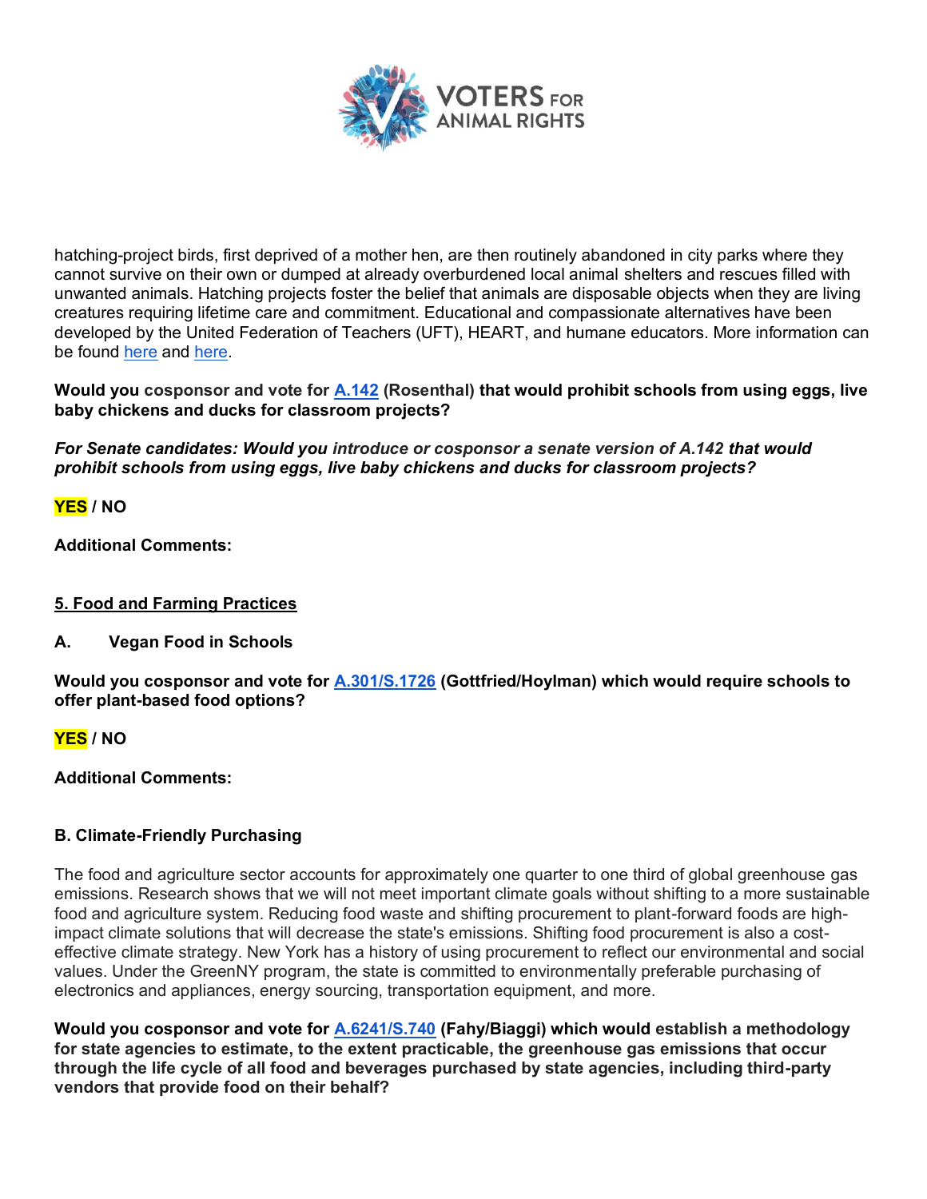hatching-project birds, first deprived of a mother hen, are then routinely abandoned in city parks where they cannot survive on their own or dumped at already overburdened local animal shelters and rescues filled with unwanted animals. Hatching projects foster the belief that animals are disposable objects when they are living creatures requiring lifetime care and commitment. Educational and compassionate alternatives have been developed by the United Federation of Teachers (UFT), HEART, and humane educators. More information can be found here and here.

**Would you cosponsor and vote for A.142 (Rosenthal) that would prohibit schools from using eggs, live baby chickens and ducks for classroom projects?**

***For Senate candidates: Would you introduce or cosponsor a senate version of A.142 that would prohibit schools from using eggs, live baby chickens and ducks for classroom projects?***

**YES / NO**

**Additional Comments:**

## 5. Food and Farming Practices

### A. Vegan Food in Schools

**Would you cosponsor and vote for A.301/S.1726 (Gottfried/Hoylman) which would require schools to offer plant-based food options?**

**YES / NO**

**Additional Comments:**

### B. Climate-Friendly Purchasing

The food and agriculture sector accounts for approximately one quarter to one third of global greenhouse gas emissions. Research shows that we will not meet important climate goals without shifting to a more sustainable food and agriculture system. Reducing food waste and shifting procurement to plant-forward foods are high-impact climate solutions that will decrease the state's emissions. Shifting food procurement is also a cost-effective climate strategy. New York has a history of using procurement to reflect our environmental and social values. Under the GreenNY program, the state is committed to environmentally preferable purchasing of electronics and appliances, energy sourcing, transportation equipment, and more.

**Would you cosponsor and vote for A.6241/S.740 (Fahy/Biaggi) which would establish a methodology for state agencies to estimate, to the extent practicable, the greenhouse gas emissions that occur through the life cycle of all food and beverages purchased by state agencies, including third-party vendors that provide food on their behalf?**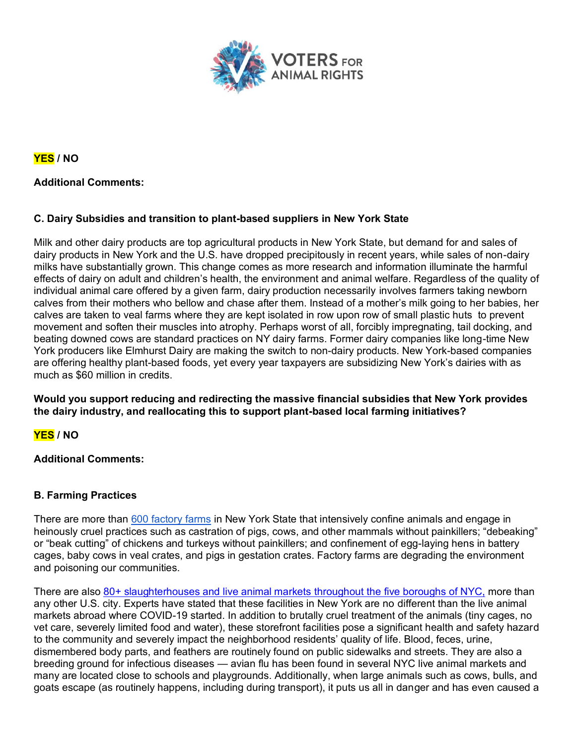**YES** / **NO**

**Additional Comments:**

**C. Dairy Subsidies and transition to plant-based suppliers in New York State**

Milk and other dairy products are top agricultural products in New York State, but demand for and sales of dairy products in New York and the U.S. have dropped precipitously in recent years, while sales of non-dairy milks have substantially grown. This change comes as more research and information illuminate the harmful effects of dairy on adult and children's health, the environment and animal welfare. Regardless of the quality of individual animal care offered by a given farm, dairy production necessarily involves farmers taking newborn calves from their mothers who bellow and chase after them. Instead of a mother's milk going to her babies, her calves are taken to veal farms where they are kept isolated in row upon row of small plastic huts to prevent movement and soften their muscles into atrophy. Perhaps worst of all, forcibly impregnating, tail docking, and beating downed cows are standard practices on NY dairy farms. Former dairy companies like long-time New York producers like Elmhurst Dairy are making the switch to non-dairy products. New York-based companies are offering healthy plant-based foods, yet every year taxpayers are subsidizing New York's dairies with as much as $60 million in credits.

**Would you support reducing and redirecting the massive financial subsidies that New York provides the dairy industry, and reallocating this to support plant-based local farming initiatives?**

**YES** / **NO**

**Additional Comments:**

**B. Farming Practices**

There are more than 600 factory farms in New York State that intensively confine animals and engage in heinously cruel practices such as castration of pigs, cows, and other mammals without painkillers; "debeaking" or "beak cutting" of chickens and turkeys without painkillers; and confinement of egg-laying hens in battery cages, baby cows in veal crates, and pigs in gestation crates. Factory farms are degrading the environment and poisoning our communities.

There are also 80+ slaughterhouses and live animal markets throughout the five boroughs of NYC, more than any other U.S. city. Experts have stated that these facilities in New York are no different than the live animal markets abroad where COVID-19 started. In addition to brutally cruel treatment of the animals (tiny cages, no vet care, severely limited food and water), these storefront facilities pose a significant health and safety hazard to the community and severely impact the neighborhood residents' quality of life. Blood, feces, urine, dismembered body parts, and feathers are routinely found on public sidewalks and streets. They are also a breeding ground for infectious diseases — avian flu has been found in several NYC live animal markets and many are located close to schools and playgrounds. Additionally, when large animals such as cows, bulls, and goats escape (as routinely happens, including during transport), it puts us all in danger and has even caused a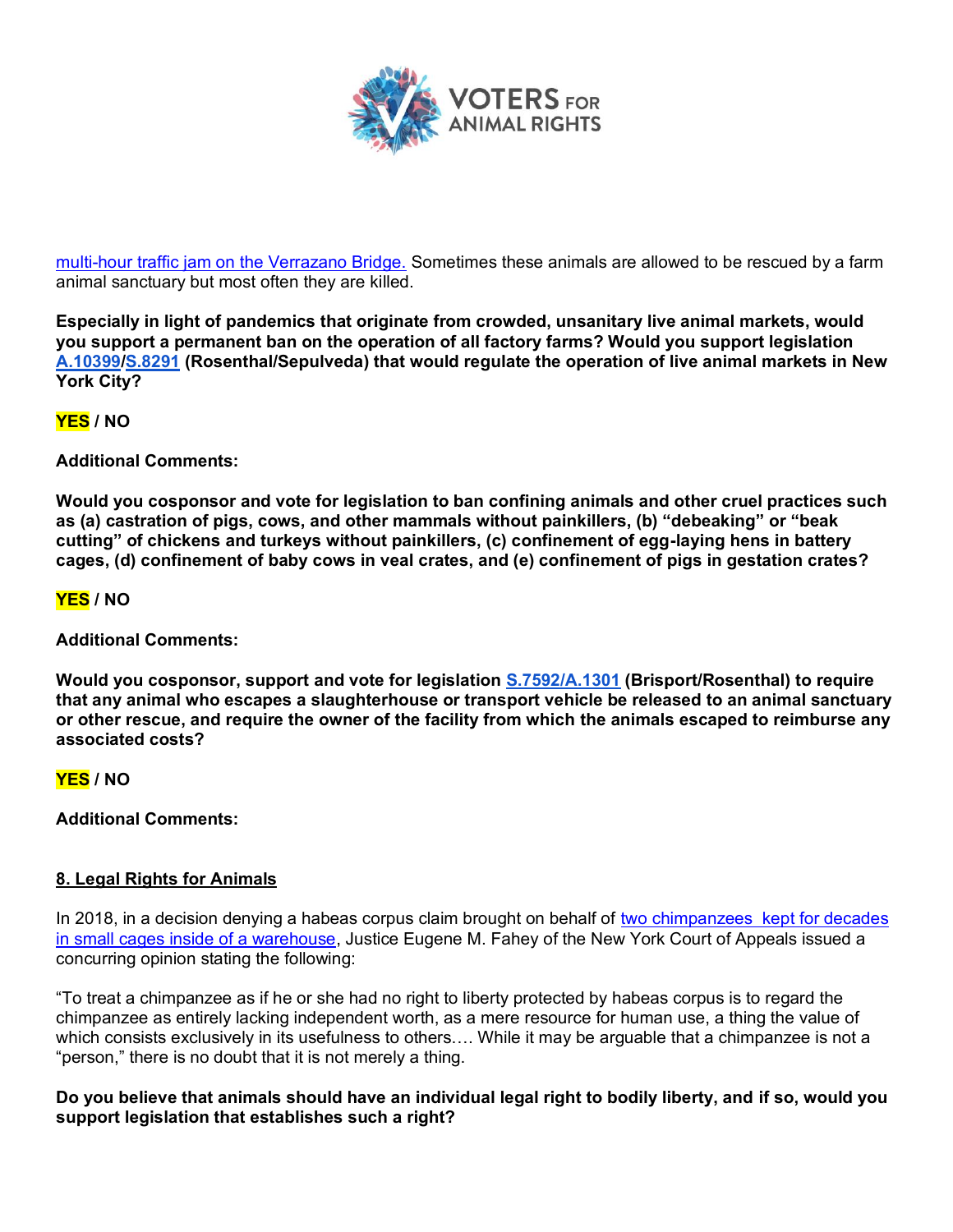multi-hour traffic jam on the Verrazano Bridge. Sometimes these animals are allowed to be rescued by a farm animal sanctuary but most often they are killed.

**Especially in light of pandemics that originate from crowded, unsanitary live animal markets, would you support a permanent ban on the operation of all factory farms? Would you support legislation A.10399/S.8291 (Rosenthal/Sepulveda) that would regulate the operation of live animal markets in New York City?**

**YES / NO**

**Additional Comments:**

**Would you cosponsor and vote for legislation to ban confining animals and other cruel practices such as (a) castration of pigs, cows, and other mammals without painkillers, (b) "debeaking" or "beak cutting" of chickens and turkeys without painkillers, (c) confinement of egg-laying hens in battery cages, (d) confinement of baby cows in veal crates, and (e) confinement of pigs in gestation crates?**

**YES / NO**

**Additional Comments:**

**Would you cosponsor, support and vote for legislation S.7592/A.1301 (Brisport/Rosenthal) to require that any animal who escapes a slaughterhouse or transport vehicle be released to an animal sanctuary or other rescue, and require the owner of the facility from which the animals escaped to reimburse any associated costs?**

**YES / NO**

**Additional Comments:**

## 8. Legal Rights for Animals

In 2018, in a decision denying a habeas corpus claim brought on behalf of two chimpanzees kept for decades in small cages inside of a warehouse, Justice Eugene M. Fahey of the New York Court of Appeals issued a concurring opinion stating the following:

"To treat a chimpanzee as if he or she had no right to liberty protected by habeas corpus is to regard the chimpanzee as entirely lacking independent worth, as a mere resource for human use, a thing the value of which consists exclusively in its usefulness to others.… While it may be arguable that a chimpanzee is not a "person," there is no doubt that it is not merely a thing.

**Do you believe that animals should have an individual legal right to bodily liberty, and if so, would you support legislation that establishes such a right?**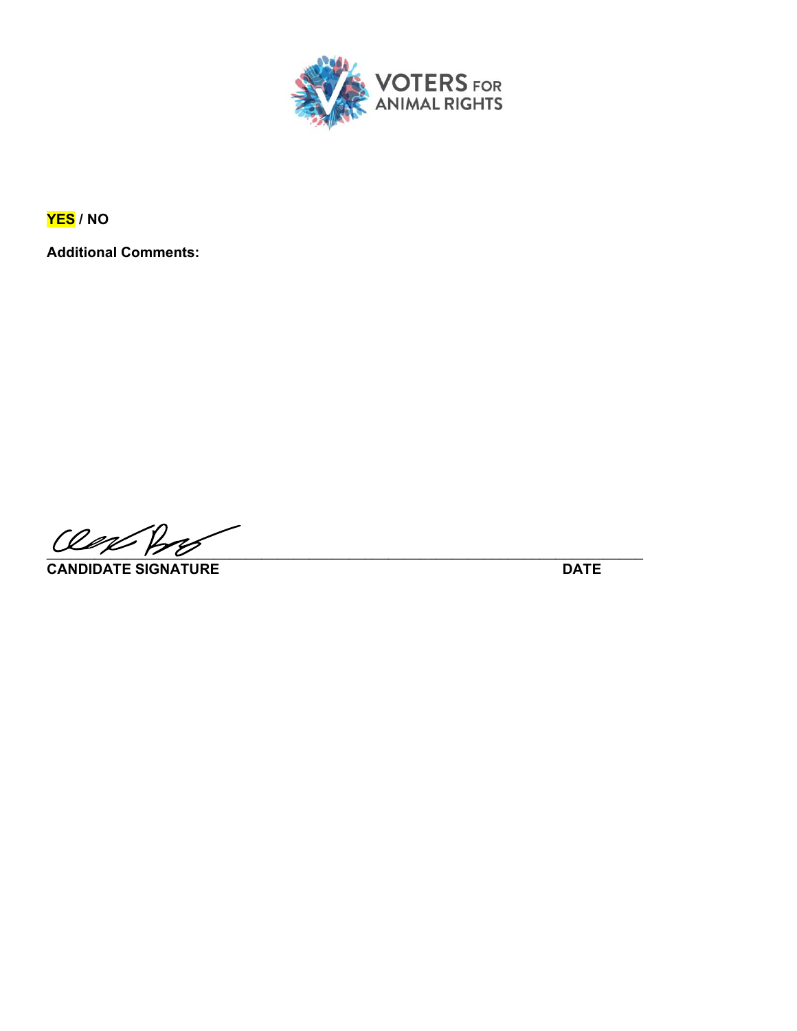VOTERS FOR ANIMAL RIGHTS

**YES / NO**

**Additional Comments:**

**CANDIDATE SIGNATURE** **DATE**